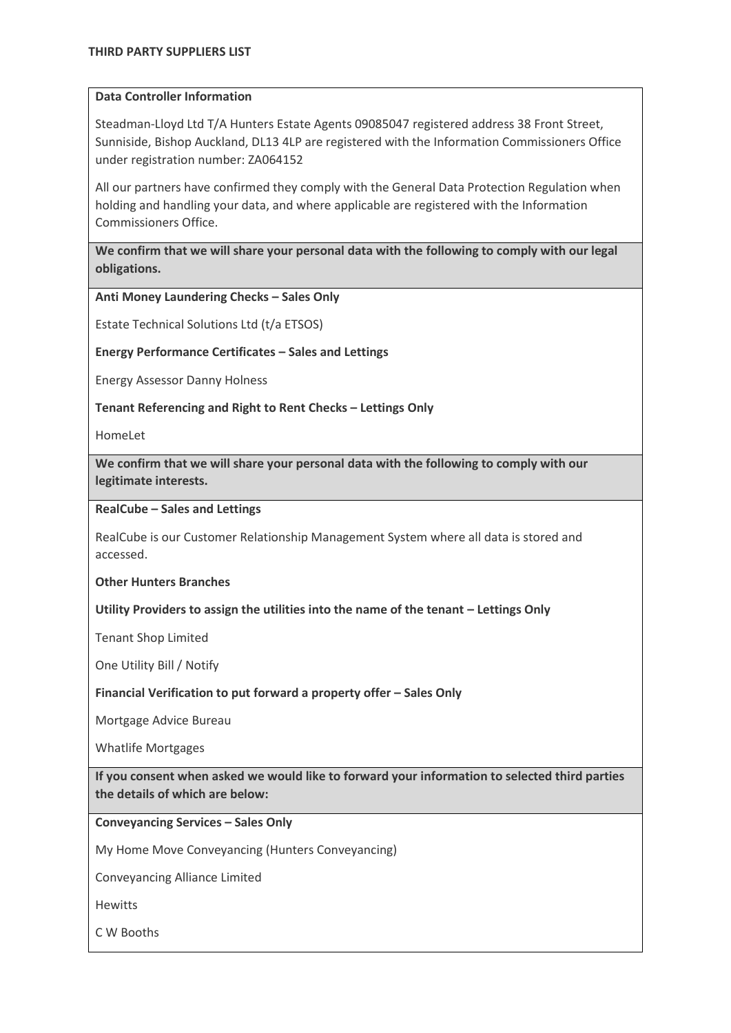# THIRD PARTY SUPPLIERS LIST

**Data Controller Information**

Steadman-Lloyd Ltd T/A Hunters Estate Agents 09085047 registered address 38 Front Street, Sunniside, Bishop Auckland, DL13 4LP are registered with the Information Commissioners Office under registration number: ZA064152

All our partners have confirmed they comply with the General Data Protection Regulation when holding and handling your data, and where applicable are registered with the Information Commissioners Office.

**We confirm that we will share your personal data with the following to comply with our legal obligations.**

**Anti Money Laundering Checks – Sales Only**

Estate Technical Solutions Ltd (t/a ETSOS)

**Energy Performance Certificates – Sales and Lettings**

Energy Assessor Danny Holness

**Tenant Referencing and Right to Rent Checks – Lettings Only**

HomeLet

**We confirm that we will share your personal data with the following to comply with our legitimate interests.**

**RealCube – Sales and Lettings**

RealCube is our Customer Relationship Management System where all data is stored and accessed.

**Other Hunters Branches**

**Utility Providers to assign the utilities into the name of the tenant – Lettings Only**

Tenant Shop Limited

One Utility Bill / Notify

**Financial Verification to put forward a property offer – Sales Only**

Mortgage Advice Bureau

Whatlife Mortgages

**If you consent when asked we would like to forward your information to selected third parties the details of which are below:**

**Conveyancing Services – Sales Only**

My Home Move Conveyancing (Hunters Conveyancing)

Conveyancing Alliance Limited

Hewitts

C W Booths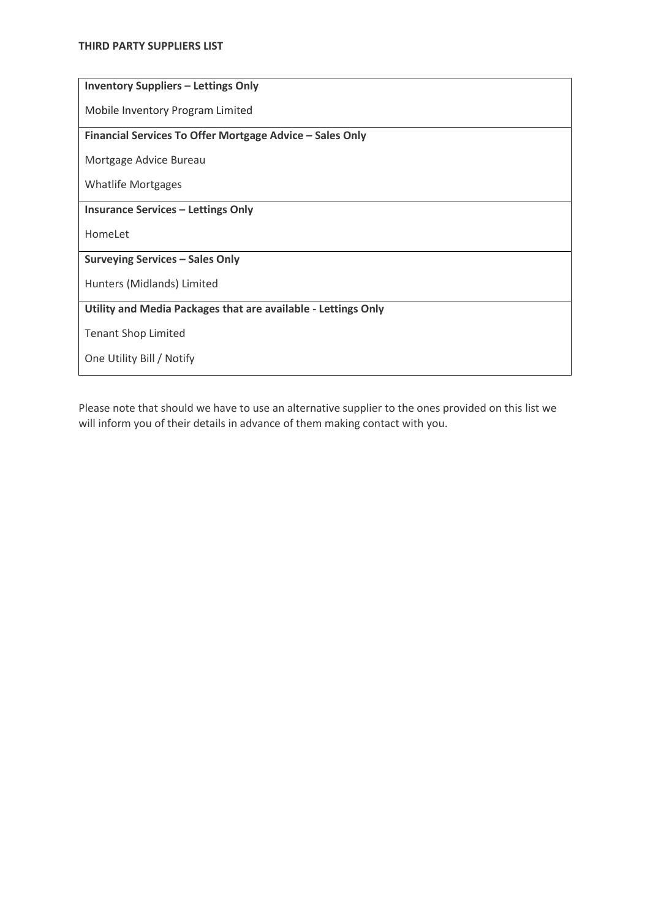**THIRD PARTY SUPPLIERS LIST**

| |
|---|
| **Inventory Suppliers – Lettings Only** |
| Mobile Inventory Program Limited |
| **Financial Services To Offer Mortgage Advice – Sales Only** |
| Mortgage Advice Bureau<br>Whatlife Mortgages |
| **Insurance Services – Lettings Only** |
| HomeLet |
| **Surveying Services – Sales Only** |
| Hunters (Midlands) Limited |
| **Utility and Media Packages that are available - Lettings Only** |
| Tenant Shop Limited<br>One Utility Bill / Notify |

Please note that should we have to use an alternative supplier to the ones provided on this list we will inform you of their details in advance of them making contact with you.